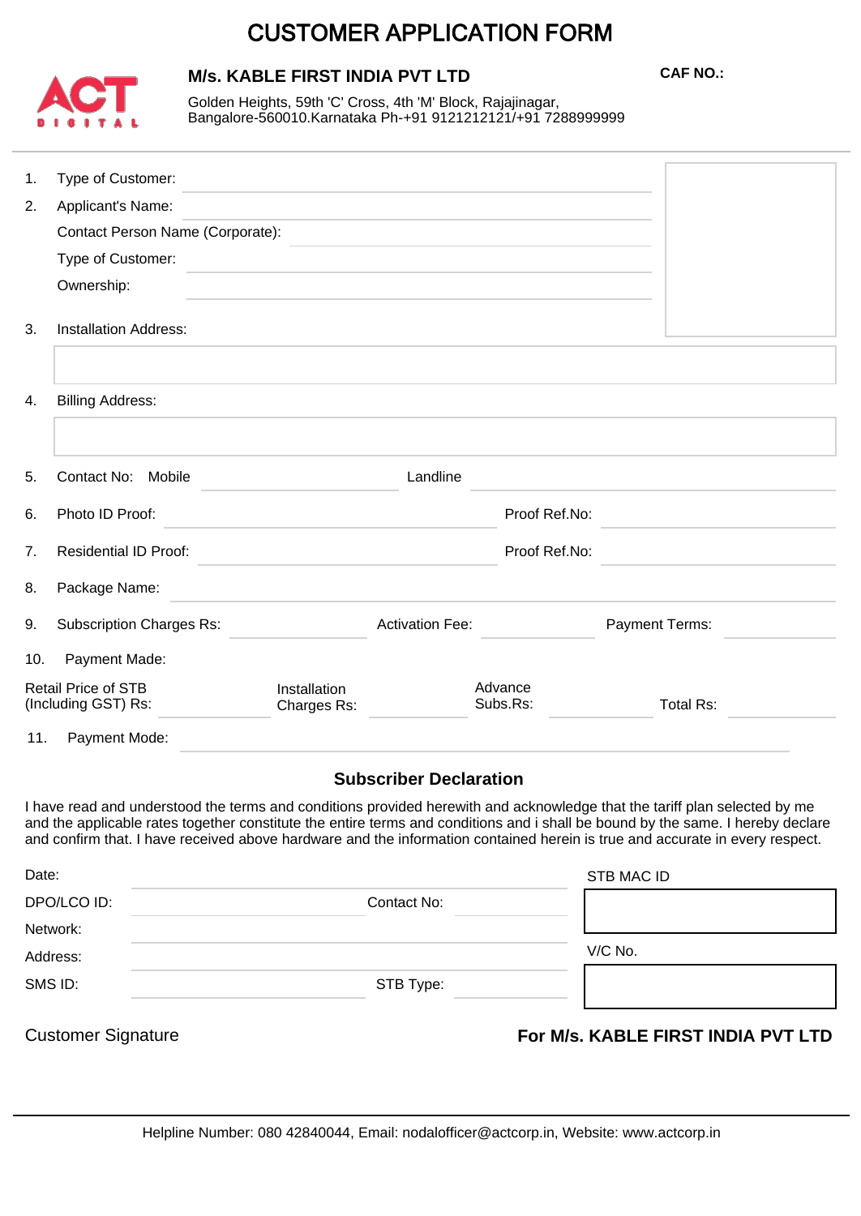# CUSTOMER APPLICATION FORM

**M/s. KABLE FIRST INDIA PVT LTD**

Golden Heights, 59th 'C' Cross, 4th 'M' Block, Rajajinagar, Bangalore-560010.Karnataka Ph-+91 9121212121/+91 7288999999

**CAF NO.:**

1. Type of Customer:
2. Applicant's Name:

   Contact Person Name (Corporate):

   Type of Customer:

   Ownership:

3. Installation Address:

4. Billing Address:

5. Contact No: Mobile ______ Landline ______
6. Photo ID Proof: ______ Proof Ref.No: ______
7. Residential ID Proof: ______ Proof Ref.No: ______
8. Package Name:
9. Subscription Charges Rs: ______ Activation Fee: ______ Payment Terms: ______
10. Payment Made:

Retail Price of STB (Including GST) Rs: ______ Installation Charges Rs: ______ Advance Subs.Rs: ______ Total Rs: ______

11. Payment Mode:

## Subscriber Declaration

I have read and understood the terms and conditions provided herewith and acknowledge that the tariff plan selected by me and the applicable rates together constitute the entire terms and conditions and i shall be bound by the same. I hereby declare and confirm that. I have received above hardware and the information contained herein is true and accurate in every respect.

Date:

DPO/LCO ID: ______ Contact No: ______

Network:

Address:

SMS ID: ______ STB Type: ______

STB MAC ID

V/C No.

Customer Signature

**For M/s. KABLE FIRST INDIA PVT LTD**

Helpline Number: 080 42840044, Email: nodalofficer@actcorp.in, Website: www.actcorp.in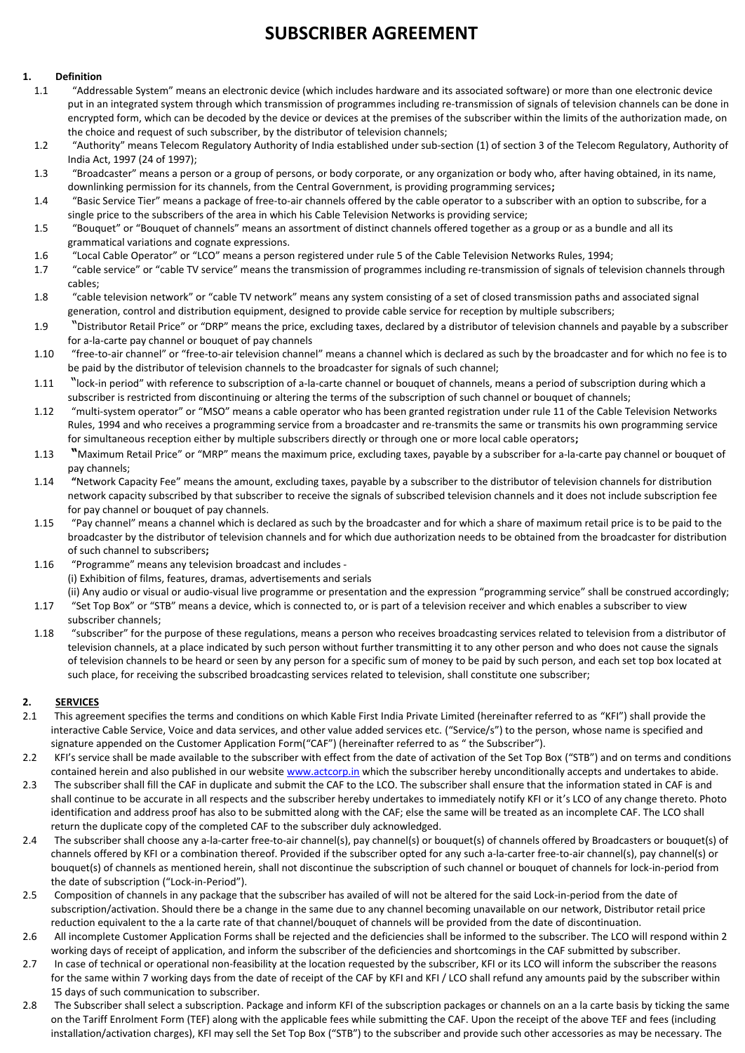# SUBSCRIBER AGREEMENT

**1. Definition**

1.1 "Addressable System" means an electronic device (which includes hardware and its associated software) or more than one electronic device put in an integrated system through which transmission of programmes including re-transmission of signals of television channels can be done in encrypted form, which can be decoded by the device or devices at the premises of the subscriber within the limits of the authorization made, on the choice and request of such subscriber, by the distributor of television channels;

1.2 "Authority" means Telecom Regulatory Authority of India established under sub-section (1) of section 3 of the Telecom Regulatory, Authority of India Act, 1997 (24 of 1997);

1.3 "Broadcaster" means a person or a group of persons, or body corporate, or any organization or body who, after having obtained, in its name, downlinking permission for its channels, from the Central Government, is providing programming services**;**

1.4 "Basic Service Tier" means a package of free-to-air channels offered by the cable operator to a subscriber with an option to subscribe, for a single price to the subscribers of the area in which his Cable Television Networks is providing service;

1.5 "Bouquet" or "Bouquet of channels" means an assortment of distinct channels offered together as a group or as a bundle and all its grammatical variations and cognate expressions.

1.6 "Local Cable Operator" or "LCO" means a person registered under rule 5 of the Cable Television Networks Rules, 1994;

1.7 "cable service" or "cable TV service" means the transmission of programmes including re-transmission of signals of television channels through cables;

1.8 "cable television network" or "cable TV network" means any system consisting of a set of closed transmission paths and associated signal generation, control and distribution equipment, designed to provide cable service for reception by multiple subscribers;

1.9 "Distributor Retail Price" or "DRP" means the price, excluding taxes, declared by a distributor of television channels and payable by a subscriber for a-la-carte pay channel or bouquet of pay channels

1.10 "free-to-air channel" or "free-to-air television channel" means a channel which is declared as such by the broadcaster and for which no fee is to be paid by the distributor of television channels to the broadcaster for signals of such channel;

1.11 "lock-in period" with reference to subscription of a-la-carte channel or bouquet of channels, means a period of subscription during which a subscriber is restricted from discontinuing or altering the terms of the subscription of such channel or bouquet of channels;

1.12 "multi-system operator" or "MSO" means a cable operator who has been granted registration under rule 11 of the Cable Television Networks Rules, 1994 and who receives a programming service from a broadcaster and re-transmits the same or transmits his own programming service for simultaneous reception either by multiple subscribers directly or through one or more local cable operators**;**

1.13 "Maximum Retail Price" or "MRP" means the maximum price, excluding taxes, payable by a subscriber for a-la-carte pay channel or bouquet of pay channels;

1.14 "Network Capacity Fee" means the amount, excluding taxes, payable by a subscriber to the distributor of television channels for distribution network capacity subscribed by that subscriber to receive the signals of subscribed television channels and it does not include subscription fee for pay channel or bouquet of pay channels.

1.15 "Pay channel" means a channel which is declared as such by the broadcaster and for which a share of maximum retail price is to be paid to the broadcaster by the distributor of television channels and for which due authorization needs to be obtained from the broadcaster for distribution of such channel to subscribers**;**

1.16 "Programme" means any television broadcast and includes -
(i) Exhibition of films, features, dramas, advertisements and serials
(ii) Any audio or visual or audio-visual live programme or presentation and the expression "programming service" shall be construed accordingly;

1.17 "Set Top Box" or "STB" means a device, which is connected to, or is part of a television receiver and which enables a subscriber to view subscriber channels;

1.18 "subscriber" for the purpose of these regulations, means a person who receives broadcasting services related to television from a distributor of television channels, at a place indicated by such person without further transmitting it to any other person and who does not cause the signals of television channels to be heard or seen by any person for a specific sum of money to be paid by such person, and each set top box located at such place, for receiving the subscribed broadcasting services related to television, shall constitute one subscriber;

**2. SERVICES**

2.1 This agreement specifies the terms and conditions on which Kable First India Private Limited (hereinafter referred to as "KFI") shall provide the interactive Cable Service, Voice and data services, and other value added services etc. ("Service/s") to the person, whose name is specified and signature appended on the Customer Application Form("CAF") (hereinafter referred to as " the Subscriber").

2.2 KFI's service shall be made available to the subscriber with effect from the date of activation of the Set Top Box ("STB") and on terms and conditions contained herein and also published in our website www.actcorp.in which the subscriber hereby unconditionally accepts and undertakes to abide.

2.3 The subscriber shall fill the CAF in duplicate and submit the CAF to the LCO. The subscriber shall ensure that the information stated in CAF is and shall continue to be accurate in all respects and the subscriber hereby undertakes to immediately notify KFI or it's LCO of any change thereto. Photo identification and address proof has also to be submitted along with the CAF; else the same will be treated as an incomplete CAF. The LCO shall return the duplicate copy of the completed CAF to the subscriber duly acknowledged.

2.4 The subscriber shall choose any a-la-carter free-to-air channel(s), pay channel(s) or bouquet(s) of channels offered by Broadcasters or bouquet(s) of channels offered by KFI or a combination thereof. Provided if the subscriber opted for any such a-la-carter free-to-air channel(s), pay channel(s) or bouquet(s) of channels as mentioned herein, shall not discontinue the subscription of such channel or bouquet of channels for lock-in-period from the date of subscription ("Lock-in-Period").

2.5 Composition of channels in any package that the subscriber has availed of will not be altered for the said Lock-in-period from the date of subscription/activation. Should there be a change in the same due to any channel becoming unavailable on our network, Distributor retail price reduction equivalent to the a la carte rate of that channel/bouquet of channels will be provided from the date of discontinuation.

2.6 All incomplete Customer Application Forms shall be rejected and the deficiencies shall be informed to the subscriber. The LCO will respond within 2 working days of receipt of application, and inform the subscriber of the deficiencies and shortcomings in the CAF submitted by subscriber.

2.7 In case of technical or operational non-feasibility at the location requested by the subscriber, KFI or its LCO will inform the subscriber the reasons for the same within 7 working days from the date of receipt of the CAF by KFI and KFI / LCO shall refund any amounts paid by the subscriber within 15 days of such communication to subscriber.

2.8 The Subscriber shall select a subscription. Package and inform KFI of the subscription packages or channels on an a la carte basis by ticking the same on the Tariff Enrolment Form (TEF) along with the applicable fees while submitting the CAF. Upon the receipt of the above TEF and fees (including installation/activation charges), KFI may sell the Set Top Box ("STB") to the subscriber and provide such other accessories as may be necessary. The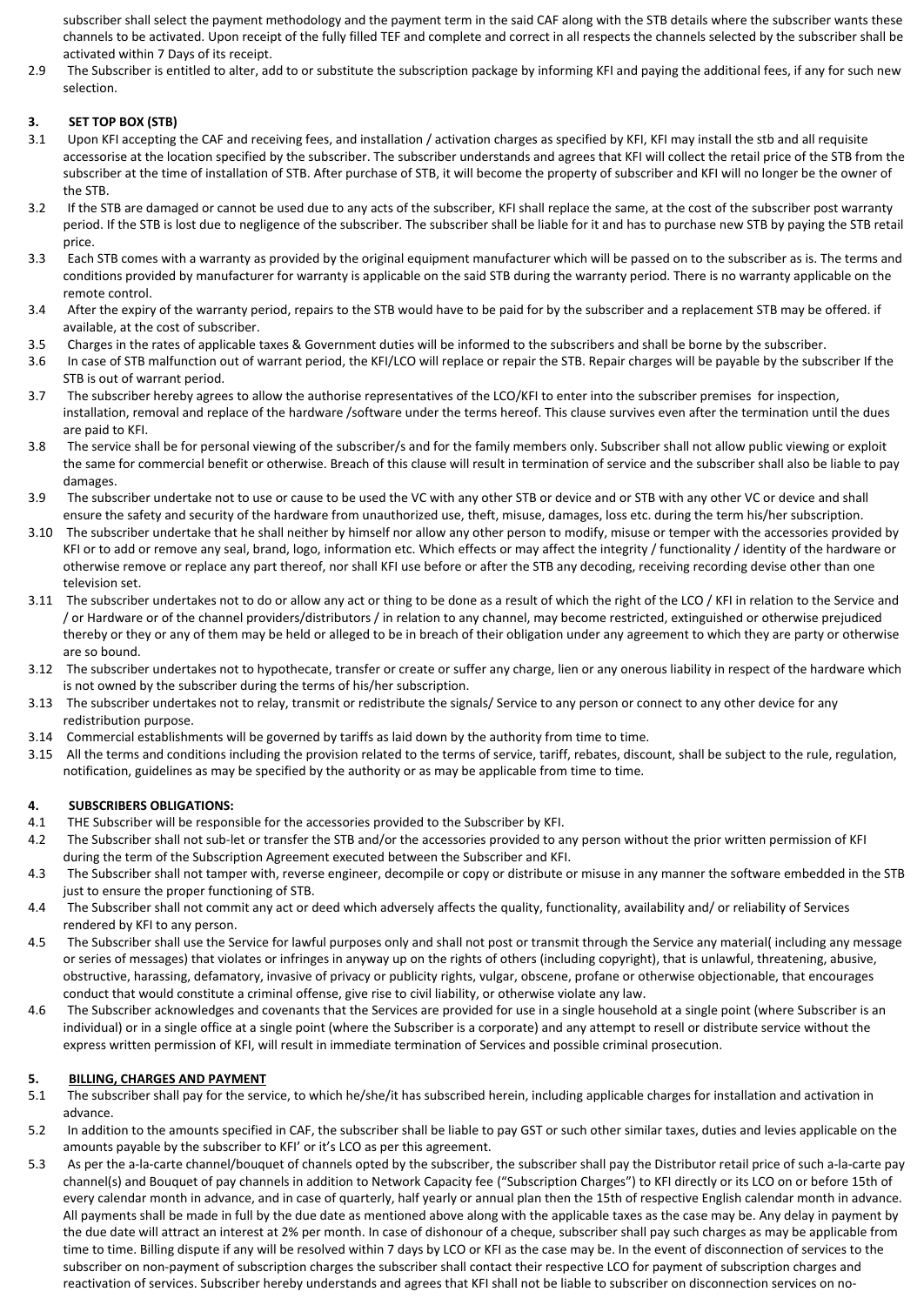subscriber shall select the payment methodology and the payment term in the said CAF along with the STB details where the subscriber wants these channels to be activated. Upon receipt of the fully filled TEF and complete and correct in all respects the channels selected by the subscriber shall be activated within 7 Days of its receipt.

2.9 The Subscriber is entitled to alter, add to or substitute the subscription package by informing KFI and paying the additional fees, if any for such new selection.

## 3. SET TOP BOX (STB)

3.1 Upon KFI accepting the CAF and receiving fees, and installation / activation charges as specified by KFI, KFI may install the stb and all requisite accessorise at the location specified by the subscriber. The subscriber understands and agrees that KFI will collect the retail price of the STB from the subscriber at the time of installation of STB. After purchase of STB, it will become the property of subscriber and KFI will no longer be the owner of the STB.

3.2 If the STB are damaged or cannot be used due to any acts of the subscriber, KFI shall replace the same, at the cost of the subscriber post warranty period. If the STB is lost due to negligence of the subscriber. The subscriber shall be liable for it and has to purchase new STB by paying the STB retail price.

3.3 Each STB comes with a warranty as provided by the original equipment manufacturer which will be passed on to the subscriber as is. The terms and conditions provided by manufacturer for warranty is applicable on the said STB during the warranty period. There is no warranty applicable on the remote control.

3.4 After the expiry of the warranty period, repairs to the STB would have to be paid for by the subscriber and a replacement STB may be offered. if available, at the cost of subscriber.

3.5 Charges in the rates of applicable taxes & Government duties will be informed to the subscribers and shall be borne by the subscriber.

3.6 In case of STB malfunction out of warrant period, the KFI/LCO will replace or repair the STB. Repair charges will be payable by the subscriber If the STB is out of warrant period.

3.7 The subscriber hereby agrees to allow the authorise representatives of the LCO/KFI to enter into the subscriber premises for inspection, installation, removal and replace of the hardware /software under the terms hereof. This clause survives even after the termination until the dues are paid to KFI.

3.8 The service shall be for personal viewing of the subscriber/s and for the family members only. Subscriber shall not allow public viewing or exploit the same for commercial benefit or otherwise. Breach of this clause will result in termination of service and the subscriber shall also be liable to pay damages.

3.9 The subscriber undertake not to use or cause to be used the VC with any other STB or device and or STB with any other VC or device and shall ensure the safety and security of the hardware from unauthorized use, theft, misuse, damages, loss etc. during the term his/her subscription.

3.10 The subscriber undertake that he shall neither by himself nor allow any other person to modify, misuse or temper with the accessories provided by KFI or to add or remove any seal, brand, logo, information etc. Which effects or may affect the integrity / functionality / identity of the hardware or otherwise remove or replace any part thereof, nor shall KFI use before or after the STB any decoding, receiving recording devise other than one television set.

3.11 The subscriber undertakes not to do or allow any act or thing to be done as a result of which the right of the LCO / KFI in relation to the Service and / or Hardware or of the channel providers/distributors / in relation to any channel, may become restricted, extinguished or otherwise prejudiced thereby or they or any of them may be held or alleged to be in breach of their obligation under any agreement to which they are party or otherwise are so bound.

3.12 The subscriber undertakes not to hypothecate, transfer or create or suffer any charge, lien or any onerous liability in respect of the hardware which is not owned by the subscriber during the terms of his/her subscription.

3.13 The subscriber undertakes not to relay, transmit or redistribute the signals/ Service to any person or connect to any other device for any redistribution purpose.

3.14 Commercial establishments will be governed by tariffs as laid down by the authority from time to time.

3.15 All the terms and conditions including the provision related to the terms of service, tariff, rebates, discount, shall be subject to the rule, regulation, notification, guidelines as may be specified by the authority or as may be applicable from time to time.

## 4. SUBSCRIBERS OBLIGATIONS:

4.1 THE Subscriber will be responsible for the accessories provided to the Subscriber by KFI.

4.2 The Subscriber shall not sub-let or transfer the STB and/or the accessories provided to any person without the prior written permission of KFI during the term of the Subscription Agreement executed between the Subscriber and KFI.

4.3 The Subscriber shall not tamper with, reverse engineer, decompile or copy or distribute or misuse in any manner the software embedded in the STB just to ensure the proper functioning of STB.

4.4 The Subscriber shall not commit any act or deed which adversely affects the quality, functionality, availability and/ or reliability of Services rendered by KFI to any person.

4.5 The Subscriber shall use the Service for lawful purposes only and shall not post or transmit through the Service any material( including any message or series of messages) that violates or infringes in anyway up on the rights of others (including copyright), that is unlawful, threatening, abusive, obstructive, harassing, defamatory, invasive of privacy or publicity rights, vulgar, obscene, profane or otherwise objectionable, that encourages conduct that would constitute a criminal offense, give rise to civil liability, or otherwise violate any law.

4.6 The Subscriber acknowledges and covenants that the Services are provided for use in a single household at a single point (where Subscriber is an individual) or in a single office at a single point (where the Subscriber is a corporate) and any attempt to resell or distribute service without the express written permission of KFI, will result in immediate termination of Services and possible criminal prosecution.

## 5. BILLING, CHARGES AND PAYMENT

5.1 The subscriber shall pay for the service, to which he/she/it has subscribed herein, including applicable charges for installation and activation in advance.

5.2 In addition to the amounts specified in CAF, the subscriber shall be liable to pay GST or such other similar taxes, duties and levies applicable on the amounts payable by the subscriber to KFI' or it's LCO as per this agreement.

5.3 As per the a-la-carte channel/bouquet of channels opted by the subscriber, the subscriber shall pay the Distributor retail price of such a-la-carte pay channel(s) and Bouquet of pay channels in addition to Network Capacity fee ("Subscription Charges") to KFI directly or its LCO on or before 15th of every calendar month in advance, and in case of quarterly, half yearly or annual plan then the 15th of respective English calendar month in advance. All payments shall be made in full by the due date as mentioned above along with the applicable taxes as the case may be. Any delay in payment by the due date will attract an interest at 2% per month. In case of dishonour of a cheque, subscriber shall pay such charges as may be applicable from time to time. Billing dispute if any will be resolved within 7 days by LCO or KFI as the case may be. In the event of disconnection of services to the subscriber on non-payment of subscription charges the subscriber shall contact their respective LCO for payment of subscription charges and reactivation of services. Subscriber hereby understands and agrees that KFI shall not be liable to subscriber on disconnection services on no-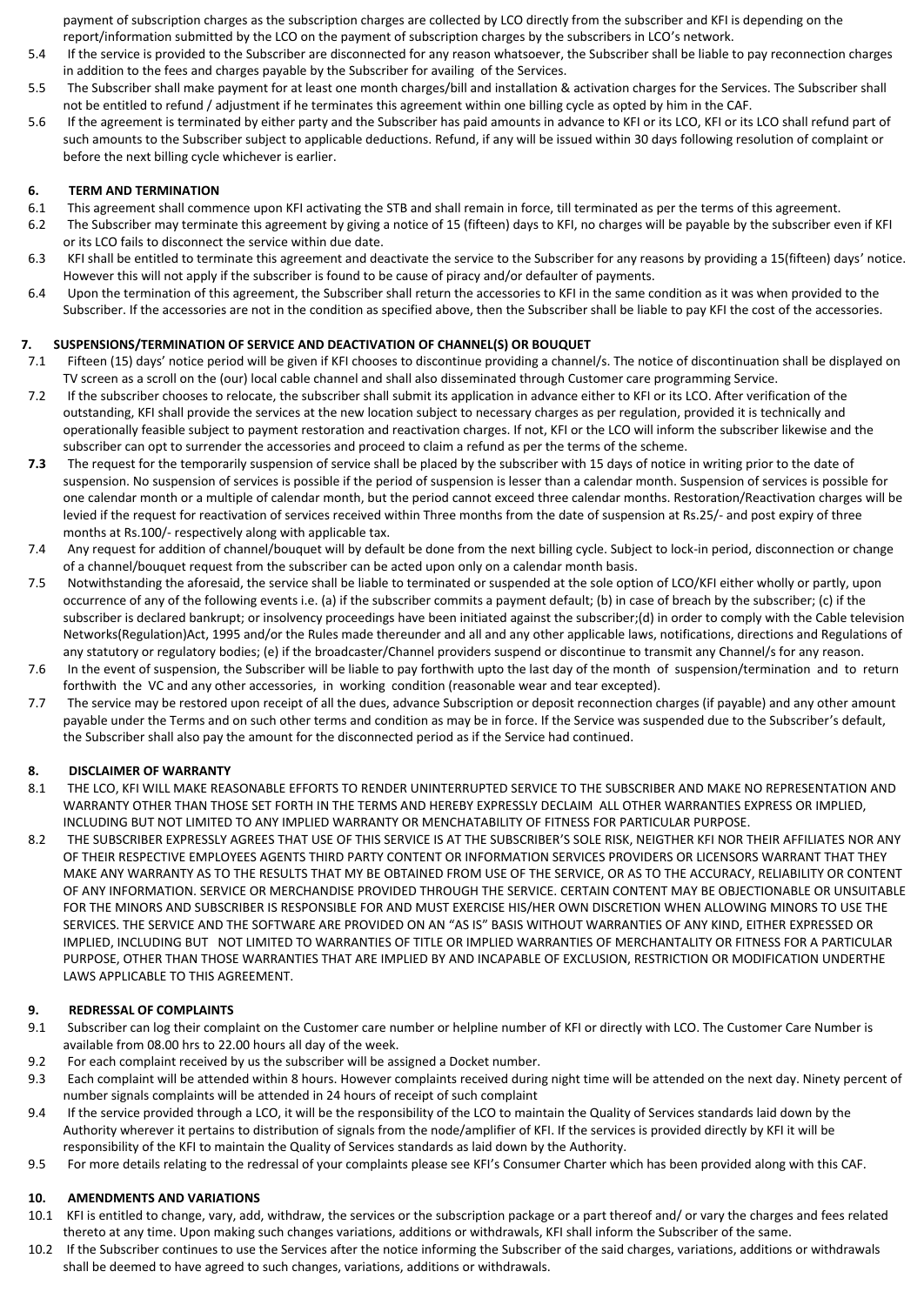payment of subscription charges as the subscription charges are collected by LCO directly from the subscriber and KFI is depending on the report/information submitted by the LCO on the payment of subscription charges by the subscribers in LCO's network.

5.4 If the service is provided to the Subscriber are disconnected for any reason whatsoever, the Subscriber shall be liable to pay reconnection charges in addition to the fees and charges payable by the Subscriber for availing of the Services.

5.5 The Subscriber shall make payment for at least one month charges/bill and installation & activation charges for the Services. The Subscriber shall not be entitled to refund / adjustment if he terminates this agreement within one billing cycle as opted by him in the CAF.

5.6 If the agreement is terminated by either party and the Subscriber has paid amounts in advance to KFI or its LCO, KFI or its LCO shall refund part of such amounts to the Subscriber subject to applicable deductions. Refund, if any will be issued within 30 days following resolution of complaint or before the next billing cycle whichever is earlier.

## 6. TERM AND TERMINATION

6.1 This agreement shall commence upon KFI activating the STB and shall remain in force, till terminated as per the terms of this agreement.

6.2 The Subscriber may terminate this agreement by giving a notice of 15 (fifteen) days to KFI, no charges will be payable by the subscriber even if KFI or its LCO fails to disconnect the service within due date.

6.3 KFI shall be entitled to terminate this agreement and deactivate the service to the Subscriber for any reasons by providing a 15(fifteen) days' notice. However this will not apply if the subscriber is found to be cause of piracy and/or defaulter of payments.

6.4 Upon the termination of this agreement, the Subscriber shall return the accessories to KFI in the same condition as it was when provided to the Subscriber. If the accessories are not in the condition as specified above, then the Subscriber shall be liable to pay KFI the cost of the accessories.

## 7. SUSPENSIONS/TERMINATION OF SERVICE AND DEACTIVATION OF CHANNEL(S) OR BOUQUET

7.1 Fifteen (15) days' notice period will be given if KFI chooses to discontinue providing a channel/s. The notice of discontinuation shall be displayed on TV screen as a scroll on the (our) local cable channel and shall also disseminated through Customer care programming Service.

7.2 If the subscriber chooses to relocate, the subscriber shall submit its application in advance either to KFI or its LCO. After verification of the outstanding, KFI shall provide the services at the new location subject to necessary charges as per regulation, provided it is technically and operationally feasible subject to payment restoration and reactivation charges. If not, KFI or the LCO will inform the subscriber likewise and the subscriber can opt to surrender the accessories and proceed to claim a refund as per the terms of the scheme.

**7.3** The request for the temporarily suspension of service shall be placed by the subscriber with 15 days of notice in writing prior to the date of suspension. No suspension of services is possible if the period of suspension is lesser than a calendar month. Suspension of services is possible for one calendar month or a multiple of calendar month, but the period cannot exceed three calendar months. Restoration/Reactivation charges will be levied if the request for reactivation of services received within Three months from the date of suspension at Rs.25/- and post expiry of three months at Rs.100/- respectively along with applicable tax.

7.4 Any request for addition of channel/bouquet will by default be done from the next billing cycle. Subject to lock-in period, disconnection or change of a channel/bouquet request from the subscriber can be acted upon only on a calendar month basis.

7.5 Notwithstanding the aforesaid, the service shall be liable to terminated or suspended at the sole option of LCO/KFI either wholly or partly, upon occurrence of any of the following events i.e. (a) if the subscriber commits a payment default; (b) in case of breach by the subscriber; (c) if the subscriber is declared bankrupt; or insolvency proceedings have been initiated against the subscriber;(d) in order to comply with the Cable television Networks(Regulation)Act, 1995 and/or the Rules made thereunder and all and any other applicable laws, notifications, directions and Regulations of any statutory or regulatory bodies; (e) if the broadcaster/Channel providers suspend or discontinue to transmit any Channel/s for any reason.

7.6 In the event of suspension, the Subscriber will be liable to pay forthwith upto the last day of the month of suspension/termination and to return forthwith the VC and any other accessories, in working condition (reasonable wear and tear excepted).

7.7 The service may be restored upon receipt of all the dues, advance Subscription or deposit reconnection charges (if payable) and any other amount payable under the Terms and on such other terms and condition as may be in force. If the Service was suspended due to the Subscriber's default, the Subscriber shall also pay the amount for the disconnected period as if the Service had continued.

## 8. DISCLAIMER OF WARRANTY

8.1 THE LCO, KFI WILL MAKE REASONABLE EFFORTS TO RENDER UNINTERRUPTED SERVICE TO THE SUBSCRIBER AND MAKE NO REPRESENTATION AND WARRANTY OTHER THAN THOSE SET FORTH IN THE TERMS AND HEREBY EXPRESSLY DECLAIM ALL OTHER WARRANTIES EXPRESS OR IMPLIED, INCLUDING BUT NOT LIMITED TO ANY IMPLIED WARRANTY OR MENCHATABILITY OF FITNESS FOR PARTICULAR PURPOSE.

8.2 THE SUBSCRIBER EXPRESSLY AGREES THAT USE OF THIS SERVICE IS AT THE SUBSCRIBER'S SOLE RISK, NEIGTHER KFI NOR THEIR AFFILIATES NOR ANY OF THEIR RESPECTIVE EMPLOYEES AGENTS THIRD PARTY CONTENT OR INFORMATION SERVICES PROVIDERS OR LICENSORS WARRANT THAT THEY MAKE ANY WARRANTY AS TO THE RESULTS THAT MY BE OBTAINED FROM USE OF THE SERVICE, OR AS TO THE ACCURACY, RELIABILITY OR CONTENT OF ANY INFORMATION. SERVICE OR MERCHANDISE PROVIDED THROUGH THE SERVICE. CERTAIN CONTENT MAY BE OBJECTIONABLE OR UNSUITABLE FOR THE MINORS AND SUBSCRIBER IS RESPONSIBLE FOR AND MUST EXERCISE HIS/HER OWN DISCRETION WHEN ALLOWING MINORS TO USE THE SERVICES. THE SERVICE AND THE SOFTWARE ARE PROVIDED ON AN "AS IS" BASIS WITHOUT WARRANTIES OF ANY KIND, EITHER EXPRESSED OR IMPLIED, INCLUDING BUT NOT LIMITED TO WARRANTIES OF TITLE OR IMPLIED WARRANTIES OF MERCHANTALITY OR FITNESS FOR A PARTICULAR PURPOSE, OTHER THAN THOSE WARRANTIES THAT ARE IMPLIED BY AND INCAPABLE OF EXCLUSION, RESTRICTION OR MODIFICATION UNDERTHE LAWS APPLICABLE TO THIS AGREEMENT.

## 9. REDRESSAL OF COMPLAINTS

9.1 Subscriber can log their complaint on the Customer care number or helpline number of KFI or directly with LCO. The Customer Care Number is available from 08.00 hrs to 22.00 hours all day of the week.

9.2 For each complaint received by us the subscriber will be assigned a Docket number.

9.3 Each complaint will be attended within 8 hours. However complaints received during night time will be attended on the next day. Ninety percent of number signals complaints will be attended in 24 hours of receipt of such complaint

9.4 If the service provided through a LCO, it will be the responsibility of the LCO to maintain the Quality of Services standards laid down by the Authority wherever it pertains to distribution of signals from the node/amplifier of KFI. If the services is provided directly by KFI it will be responsibility of the KFI to maintain the Quality of Services standards as laid down by the Authority.

9.5 For more details relating to the redressal of your complaints please see KFI's Consumer Charter which has been provided along with this CAF.

## 10. AMENDMENTS AND VARIATIONS

10.1 KFI is entitled to change, vary, add, withdraw, the services or the subscription package or a part thereof and/ or vary the charges and fees related thereto at any time. Upon making such changes variations, additions or withdrawals, KFI shall inform the Subscriber of the same.

10.2 If the Subscriber continues to use the Services after the notice informing the Subscriber of the said charges, variations, additions or withdrawals shall be deemed to have agreed to such changes, variations, additions or withdrawals.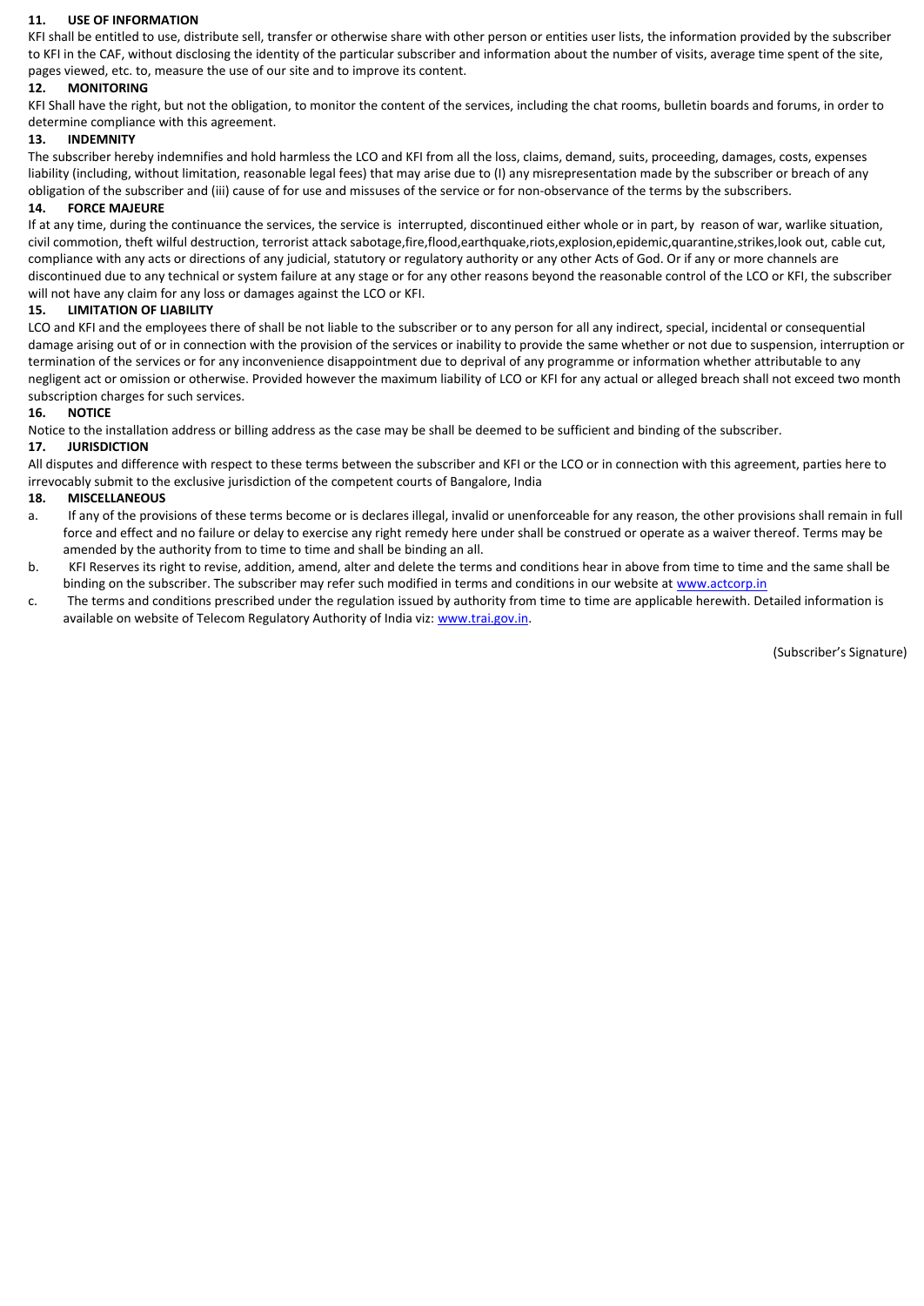**11. USE OF INFORMATION**

KFI shall be entitled to use, distribute sell, transfer or otherwise share with other person or entities user lists, the information provided by the subscriber to KFI in the CAF, without disclosing the identity of the particular subscriber and information about the number of visits, average time spent of the site, pages viewed, etc. to, measure the use of our site and to improve its content.

**12. MONITORING**

KFI Shall have the right, but not the obligation, to monitor the content of the services, including the chat rooms, bulletin boards and forums, in order to determine compliance with this agreement.

**13. INDEMNITY**

The subscriber hereby indemnifies and hold harmless the LCO and KFI from all the loss, claims, demand, suits, proceeding, damages, costs, expenses liability (including, without limitation, reasonable legal fees) that may arise due to (I) any misrepresentation made by the subscriber or breach of any obligation of the subscriber and (iii) cause of for use and missuses of the service or for non-observance of the terms by the subscribers.

**14. FORCE MAJEURE**

If at any time, during the continuance the services, the service is interrupted, discontinued either whole or in part, by reason of war, warlike situation, civil commotion, theft wilful destruction, terrorist attack sabotage,fire,flood,earthquake,riots,explosion,epidemic,quarantine,strikes,look out, cable cut, compliance with any acts or directions of any judicial, statutory or regulatory authority or any other Acts of God. Or if any or more channels are discontinued due to any technical or system failure at any stage or for any other reasons beyond the reasonable control of the LCO or KFI, the subscriber will not have any claim for any loss or damages against the LCO or KFI.

**15. LIMITATION OF LIABILITY**

LCO and KFI and the employees there of shall be not liable to the subscriber or to any person for all any indirect, special, incidental or consequential damage arising out of or in connection with the provision of the services or inability to provide the same whether or not due to suspension, interruption or termination of the services or for any inconvenience disappointment due to deprival of any programme or information whether attributable to any negligent act or omission or otherwise. Provided however the maximum liability of LCO or KFI for any actual or alleged breach shall not exceed two month subscription charges for such services.

**16. NOTICE**

Notice to the installation address or billing address as the case may be shall be deemed to be sufficient and binding of the subscriber.

**17. JURISDICTION**

All disputes and difference with respect to these terms between the subscriber and KFI or the LCO or in connection with this agreement, parties here to irrevocably submit to the exclusive jurisdiction of the competent courts of Bangalore, India

**18. MISCELLANEOUS**

a. If any of the provisions of these terms become or is declares illegal, invalid or unenforceable for any reason, the other provisions shall remain in full force and effect and no failure or delay to exercise any right remedy here under shall be construed or operate as a waiver thereof. Terms may be amended by the authority from to time to time and shall be binding an all.

b. KFI Reserves its right to revise, addition, amend, alter and delete the terms and conditions hear in above from time to time and the same shall be binding on the subscriber. The subscriber may refer such modified in terms and conditions in our website at www.actcorp.in

c. The terms and conditions prescribed under the regulation issued by authority from time to time are applicable herewith. Detailed information is available on website of Telecom Regulatory Authority of India viz: www.trai.gov.in.

(Subscriber's Signature)